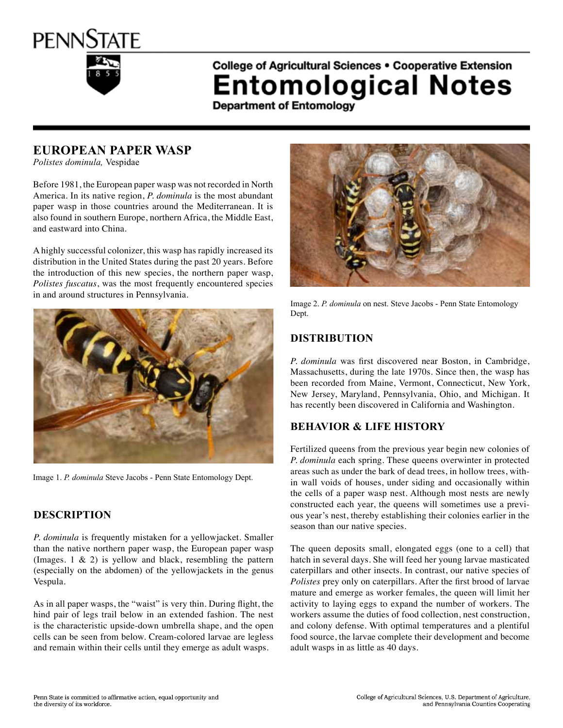College of Agricultural Sciences • Cooperative Extension

# Entomological Notes

Department of Entomology

## EUROPEAN PAPER WASP

*Polistes dominula,* Vespidae

Before 1981, the European paper wasp was not recorded in North America. In its native region, *P. dominula* is the most abundant paper wasp in those countries around the Mediterranean. It is also found in southern Europe, northern Africa, the Middle East, and eastward into China.

A highly successful colonizer, this wasp has rapidly increased its distribution in the United States during the past 20 years. Before the introduction of this new species, the northern paper wasp, *Polistes fuscatus*, was the most frequently encountered species in and around structures in Pennsylvania.

Image 1. *P. dominula* Steve Jacobs - Penn State Entomology Dept.

### DESCRIPTION

*P. dominula* is frequently mistaken for a yellowjacket. Smaller than the native northern paper wasp, the European paper wasp (Images. 1 & 2) is yellow and black, resembling the pattern (especially on the abdomen) of the yellowjackets in the genus Vespula.

As in all paper wasps, the "waist" is very thin. During flight, the hind pair of legs trail below in an extended fashion. The nest is the characteristic upside-down umbrella shape, and the open cells can be seen from below. Cream-colored larvae are legless and remain within their cells until they emerge as adult wasps.

Image 2. *P. dominula* on nest. Steve Jacobs - Penn State Entomology Dept.

### DISTRIBUTION

*P. dominula* was first discovered near Boston, in Cambridge, Massachusetts, during the late 1970s. Since then, the wasp has been recorded from Maine, Vermont, Connecticut, New York, New Jersey, Maryland, Pennsylvania, Ohio, and Michigan. It has recently been discovered in California and Washington.

### BEHAVIOR & LIFE HISTORY

Fertilized queens from the previous year begin new colonies of *P. dominula* each spring. These queens overwinter in protected areas such as under the bark of dead trees, in hollow trees, within wall voids of houses, under siding and occasionally within the cells of a paper wasp nest. Although most nests are newly constructed each year, the queens will sometimes use a previous year's nest, thereby establishing their colonies earlier in the season than our native species.

The queen deposits small, elongated eggs (one to a cell) that hatch in several days. She will feed her young larvae masticated caterpillars and other insects. In contrast, our native species of *Polistes* prey only on caterpillars. After the first brood of larvae mature and emerge as worker females, the queen will limit her activity to laying eggs to expand the number of workers. The workers assume the duties of food collection, nest construction, and colony defense. With optimal temperatures and a plentiful food source, the larvae complete their development and become adult wasps in as little as 40 days.

Penn State is committed to affirmative action, equal opportunity and the diversity of its workforce.

College of Agricultural Sciences, U.S. Department of Agriculture, and Pennsylvania Counties Cooperating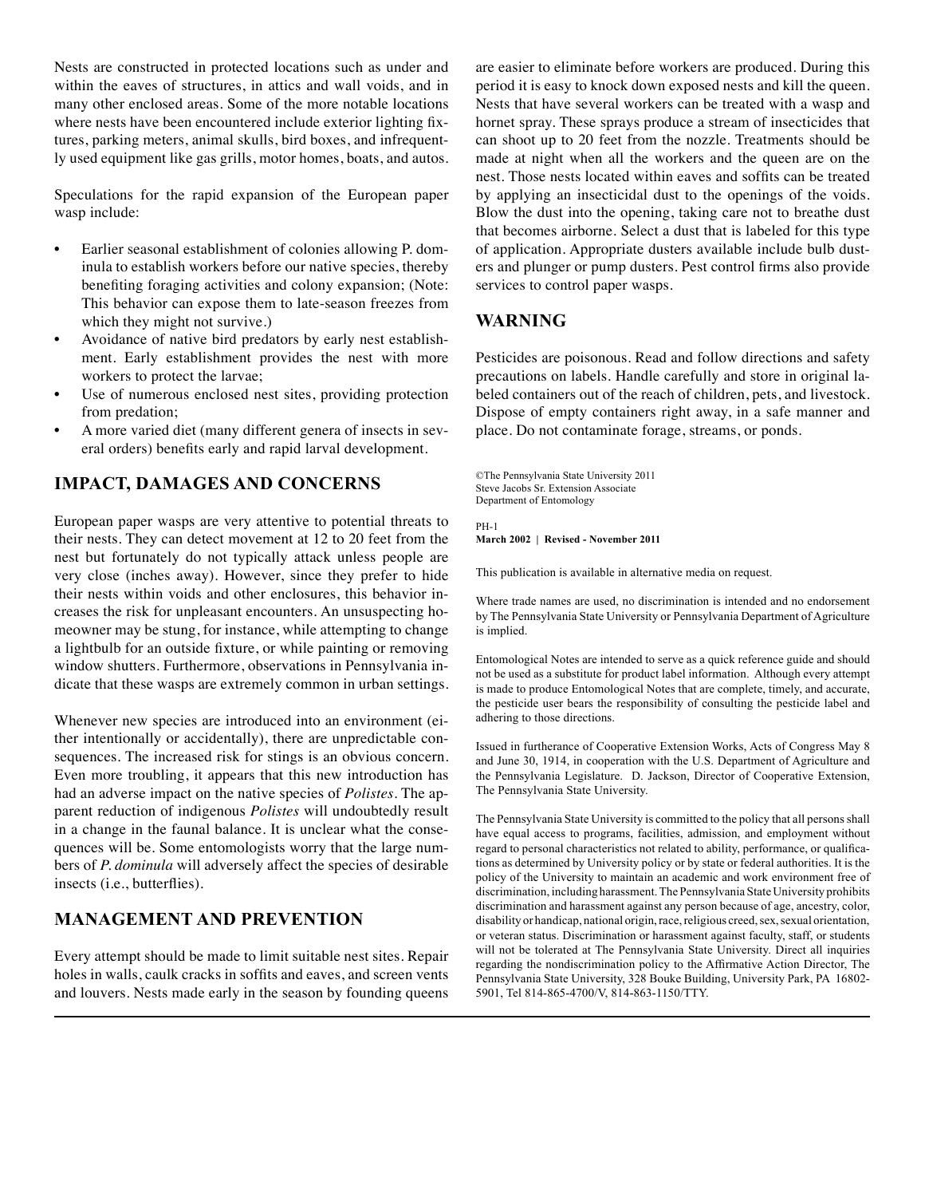Nests are constructed in protected locations such as under and within the eaves of structures, in attics and wall voids, and in many other enclosed areas. Some of the more notable locations where nests have been encountered include exterior lighting fixtures, parking meters, animal skulls, bird boxes, and infrequently used equipment like gas grills, motor homes, boats, and autos.

Speculations for the rapid expansion of the European paper wasp include:

- Earlier seasonal establishment of colonies allowing P. dominula to establish workers before our native species, thereby benefiting foraging activities and colony expansion; (Note: This behavior can expose them to late-season freezes from which they might not survive.)
- Avoidance of native bird predators by early nest establishment. Early establishment provides the nest with more workers to protect the larvae;
- Use of numerous enclosed nest sites, providing protection from predation;
- A more varied diet (many different genera of insects in several orders) benefits early and rapid larval development.

## IMPACT, DAMAGES AND CONCERNS

European paper wasps are very attentive to potential threats to their nests. They can detect movement at 12 to 20 feet from the nest but fortunately do not typically attack unless people are very close (inches away). However, since they prefer to hide their nests within voids and other enclosures, this behavior increases the risk for unpleasant encounters. An unsuspecting homeowner may be stung, for instance, while attempting to change a lightbulb for an outside fixture, or while painting or removing window shutters. Furthermore, observations in Pennsylvania indicate that these wasps are extremely common in urban settings.

Whenever new species are introduced into an environment (either intentionally or accidentally), there are unpredictable consequences. The increased risk for stings is an obvious concern. Even more troubling, it appears that this new introduction has had an adverse impact on the native species of *Polistes*. The apparent reduction of indigenous *Polistes* will undoubtedly result in a change in the faunal balance. It is unclear what the consequences will be. Some entomologists worry that the large numbers of *P. dominula* will adversely affect the species of desirable insects (i.e., butterflies).

## MANAGEMENT AND PREVENTION

Every attempt should be made to limit suitable nest sites. Repair holes in walls, caulk cracks in soffits and eaves, and screen vents and louvers. Nests made early in the season by founding queens are easier to eliminate before workers are produced. During this period it is easy to knock down exposed nests and kill the queen. Nests that have several workers can be treated with a wasp and hornet spray. These sprays produce a stream of insecticides that can shoot up to 20 feet from the nozzle. Treatments should be made at night when all the workers and the queen are on the nest. Those nests located within eaves and soffits can be treated by applying an insecticidal dust to the openings of the voids. Blow the dust into the opening, taking care not to breathe dust that becomes airborne. Select a dust that is labeled for this type of application. Appropriate dusters available include bulb dusters and plunger or pump dusters. Pest control firms also provide services to control paper wasps.

## WARNING

Pesticides are poisonous. Read and follow directions and safety precautions on labels. Handle carefully and store in original labeled containers out of the reach of children, pets, and livestock. Dispose of empty containers right away, in a safe manner and place. Do not contaminate forage, streams, or ponds.

©The Pennsylvania State University 2011
Steve Jacobs Sr. Extension Associate
Department of Entomology

PH-1
**March 2002 | Revised - November 2011**

This publication is available in alternative media on request.

Where trade names are used, no discrimination is intended and no endorsement by The Pennsylvania State University or Pennsylvania Department of Agriculture is implied.

Entomological Notes are intended to serve as a quick reference guide and should not be used as a substitute for product label information. Although every attempt is made to produce Entomological Notes that are complete, timely, and accurate, the pesticide user bears the responsibility of consulting the pesticide label and adhering to those directions.

Issued in furtherance of Cooperative Extension Works, Acts of Congress May 8 and June 30, 1914, in cooperation with the U.S. Department of Agriculture and the Pennsylvania Legislature. D. Jackson, Director of Cooperative Extension, The Pennsylvania State University.

The Pennsylvania State University is committed to the policy that all persons shall have equal access to programs, facilities, admission, and employment without regard to personal characteristics not related to ability, performance, or qualifications as determined by University policy or by state or federal authorities. It is the policy of the University to maintain an academic and work environment free of discrimination, including harassment. The Pennsylvania State University prohibits discrimination and harassment against any person because of age, ancestry, color, disability or handicap, national origin, race, religious creed, sex, sexual orientation, or veteran status. Discrimination or harassment against faculty, staff, or students will not be tolerated at The Pennsylvania State University. Direct all inquiries regarding the nondiscrimination policy to the Affirmative Action Director, The Pennsylvania State University, 328 Bouke Building, University Park, PA 16802-5901, Tel 814-865-4700/V, 814-863-1150/TTY.